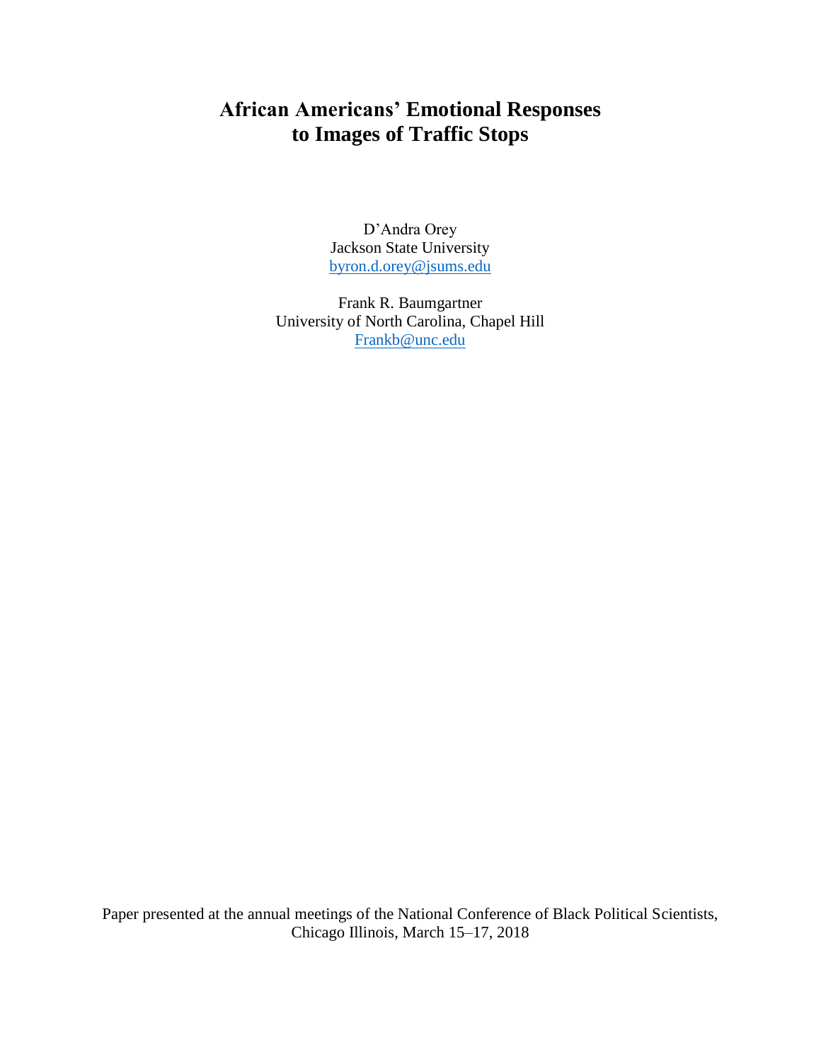# African Americans' Emotional Responses to Images of Traffic Stops

D'Andra Orey
Jackson State University
byron.d.orey@jsums.edu

Frank R. Baumgartner
University of North Carolina, Chapel Hill
Frankb@unc.edu

Paper presented at the annual meetings of the National Conference of Black Political Scientists, Chicago Illinois, March 15–17, 2018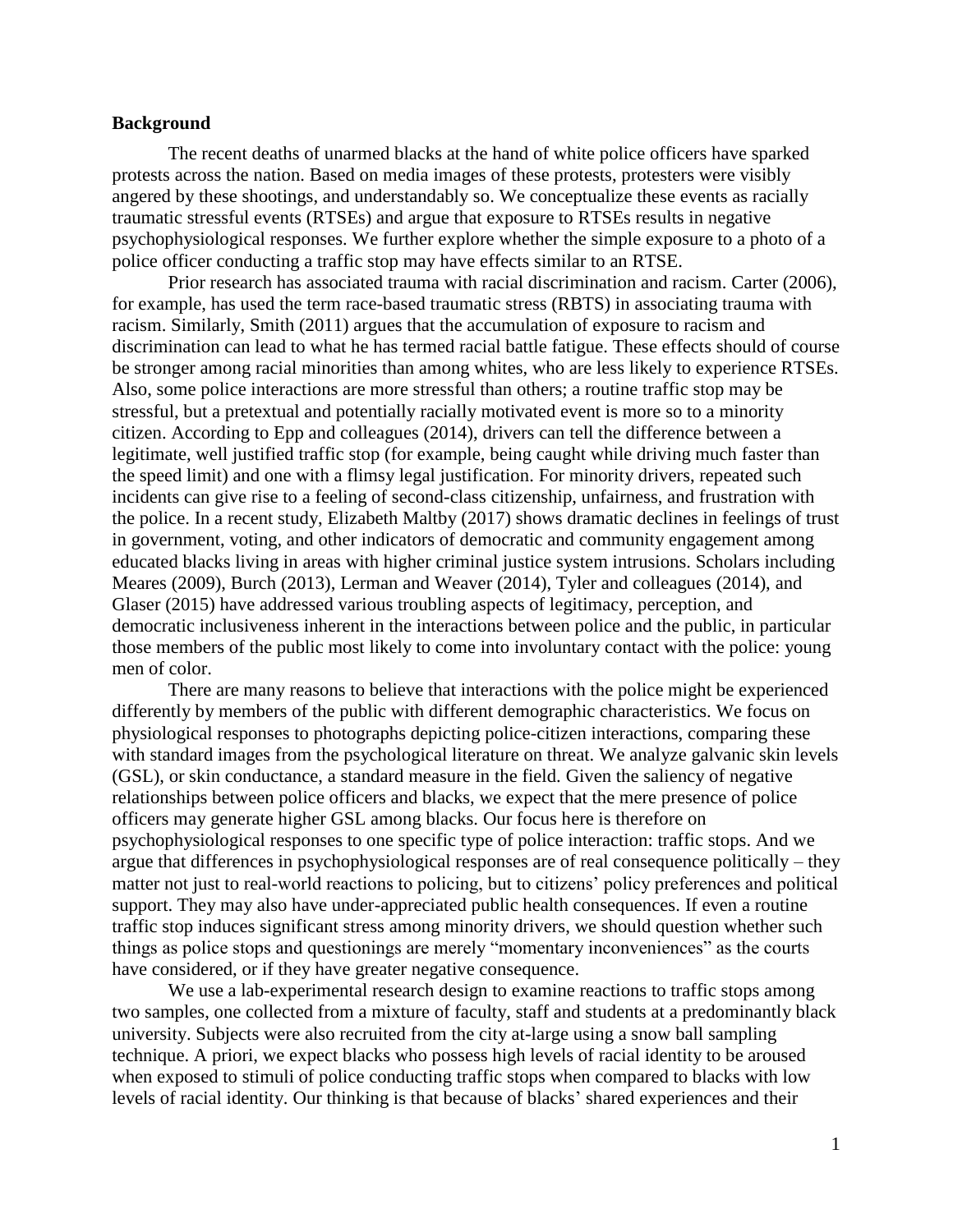## Background

The recent deaths of unarmed blacks at the hand of white police officers have sparked protests across the nation. Based on media images of these protests, protesters were visibly angered by these shootings, and understandably so. We conceptualize these events as racially traumatic stressful events (RTSEs) and argue that exposure to RTSEs results in negative psychophysiological responses. We further explore whether the simple exposure to a photo of a police officer conducting a traffic stop may have effects similar to an RTSE.

Prior research has associated trauma with racial discrimination and racism. Carter (2006), for example, has used the term race-based traumatic stress (RBTS) in associating trauma with racism. Similarly, Smith (2011) argues that the accumulation of exposure to racism and discrimination can lead to what he has termed racial battle fatigue. These effects should of course be stronger among racial minorities than among whites, who are less likely to experience RTSEs. Also, some police interactions are more stressful than others; a routine traffic stop may be stressful, but a pretextual and potentially racially motivated event is more so to a minority citizen. According to Epp and colleagues (2014), drivers can tell the difference between a legitimate, well justified traffic stop (for example, being caught while driving much faster than the speed limit) and one with a flimsy legal justification. For minority drivers, repeated such incidents can give rise to a feeling of second-class citizenship, unfairness, and frustration with the police. In a recent study, Elizabeth Maltby (2017) shows dramatic declines in feelings of trust in government, voting, and other indicators of democratic and community engagement among educated blacks living in areas with higher criminal justice system intrusions. Scholars including Meares (2009), Burch (2013), Lerman and Weaver (2014), Tyler and colleagues (2014), and Glaser (2015) have addressed various troubling aspects of legitimacy, perception, and democratic inclusiveness inherent in the interactions between police and the public, in particular those members of the public most likely to come into involuntary contact with the police: young men of color.

There are many reasons to believe that interactions with the police might be experienced differently by members of the public with different demographic characteristics. We focus on physiological responses to photographs depicting police-citizen interactions, comparing these with standard images from the psychological literature on threat. We analyze galvanic skin levels (GSL), or skin conductance, a standard measure in the field. Given the saliency of negative relationships between police officers and blacks, we expect that the mere presence of police officers may generate higher GSL among blacks. Our focus here is therefore on psychophysiological responses to one specific type of police interaction: traffic stops. And we argue that differences in psychophysiological responses are of real consequence politically – they matter not just to real-world reactions to policing, but to citizens' policy preferences and political support. They may also have under-appreciated public health consequences. If even a routine traffic stop induces significant stress among minority drivers, we should question whether such things as police stops and questionings are merely "momentary inconveniences" as the courts have considered, or if they have greater negative consequence.

We use a lab-experimental research design to examine reactions to traffic stops among two samples, one collected from a mixture of faculty, staff and students at a predominantly black university. Subjects were also recruited from the city at-large using a snow ball sampling technique. A priori, we expect blacks who possess high levels of racial identity to be aroused when exposed to stimuli of police conducting traffic stops when compared to blacks with low levels of racial identity. Our thinking is that because of blacks' shared experiences and their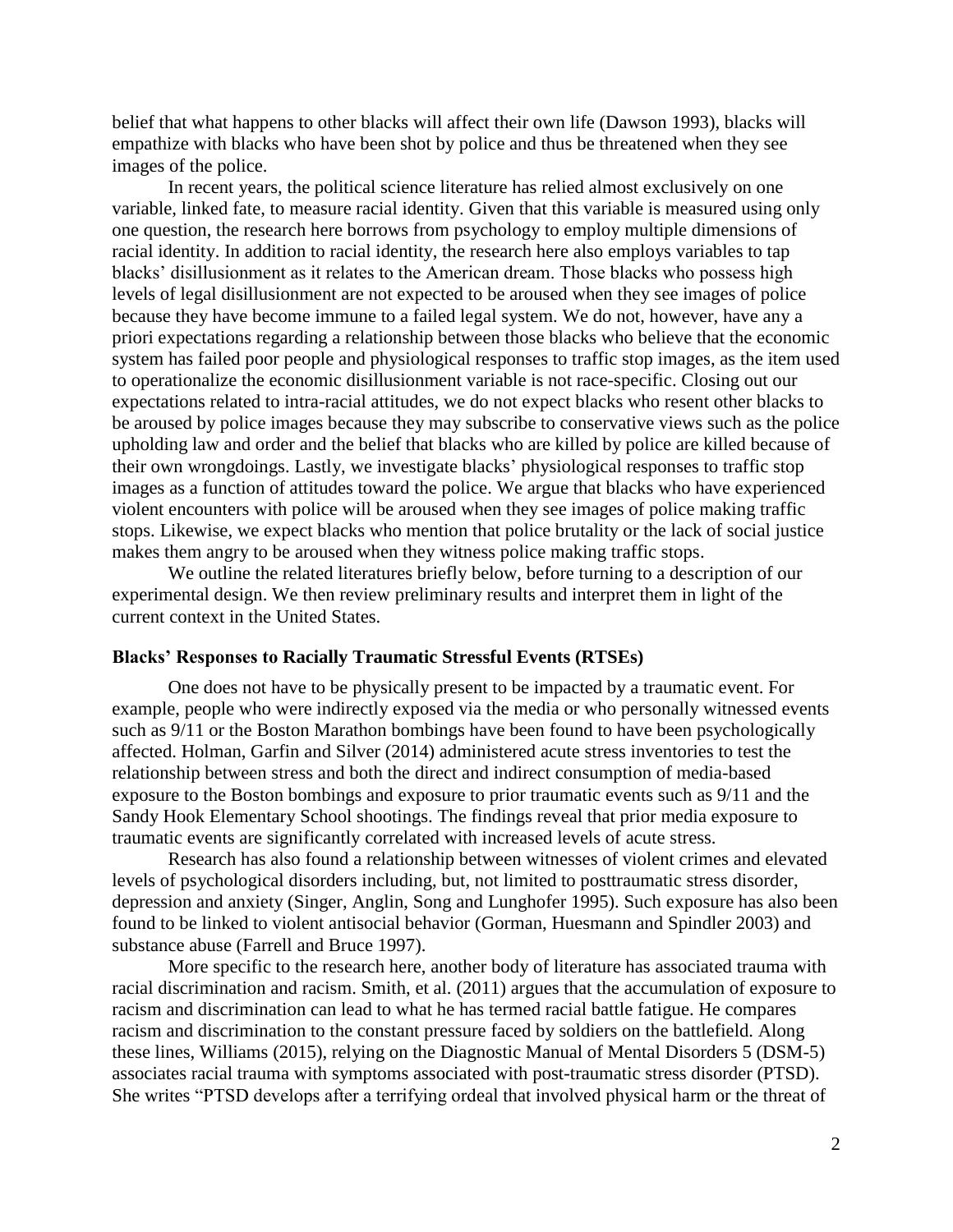belief that what happens to other blacks will affect their own life (Dawson 1993), blacks will empathize with blacks who have been shot by police and thus be threatened when they see images of the police.

In recent years, the political science literature has relied almost exclusively on one variable, linked fate, to measure racial identity. Given that this variable is measured using only one question, the research here borrows from psychology to employ multiple dimensions of racial identity. In addition to racial identity, the research here also employs variables to tap blacks' disillusionment as it relates to the American dream. Those blacks who possess high levels of legal disillusionment are not expected to be aroused when they see images of police because they have become immune to a failed legal system. We do not, however, have any a priori expectations regarding a relationship between those blacks who believe that the economic system has failed poor people and physiological responses to traffic stop images, as the item used to operationalize the economic disillusionment variable is not race-specific. Closing out our expectations related to intra-racial attitudes, we do not expect blacks who resent other blacks to be aroused by police images because they may subscribe to conservative views such as the police upholding law and order and the belief that blacks who are killed by police are killed because of their own wrongdoings. Lastly, we investigate blacks' physiological responses to traffic stop images as a function of attitudes toward the police. We argue that blacks who have experienced violent encounters with police will be aroused when they see images of police making traffic stops. Likewise, we expect blacks who mention that police brutality or the lack of social justice makes them angry to be aroused when they witness police making traffic stops.

We outline the related literatures briefly below, before turning to a description of our experimental design. We then review preliminary results and interpret them in light of the current context in the United States.

### Blacks' Responses to Racially Traumatic Stressful Events (RTSEs)

One does not have to be physically present to be impacted by a traumatic event. For example, people who were indirectly exposed via the media or who personally witnessed events such as 9/11 or the Boston Marathon bombings have been found to have been psychologically affected. Holman, Garfin and Silver (2014) administered acute stress inventories to test the relationship between stress and both the direct and indirect consumption of media-based exposure to the Boston bombings and exposure to prior traumatic events such as 9/11 and the Sandy Hook Elementary School shootings. The findings reveal that prior media exposure to traumatic events are significantly correlated with increased levels of acute stress.

Research has also found a relationship between witnesses of violent crimes and elevated levels of psychological disorders including, but, not limited to posttraumatic stress disorder, depression and anxiety (Singer, Anglin, Song and Lunghofer 1995). Such exposure has also been found to be linked to violent antisocial behavior (Gorman, Huesmann and Spindler 2003) and substance abuse (Farrell and Bruce 1997).

More specific to the research here, another body of literature has associated trauma with racial discrimination and racism. Smith, et al. (2011) argues that the accumulation of exposure to racism and discrimination can lead to what he has termed racial battle fatigue. He compares racism and discrimination to the constant pressure faced by soldiers on the battlefield. Along these lines, Williams (2015), relying on the Diagnostic Manual of Mental Disorders 5 (DSM-5) associates racial trauma with symptoms associated with post-traumatic stress disorder (PTSD). She writes "PTSD develops after a terrifying ordeal that involved physical harm or the threat of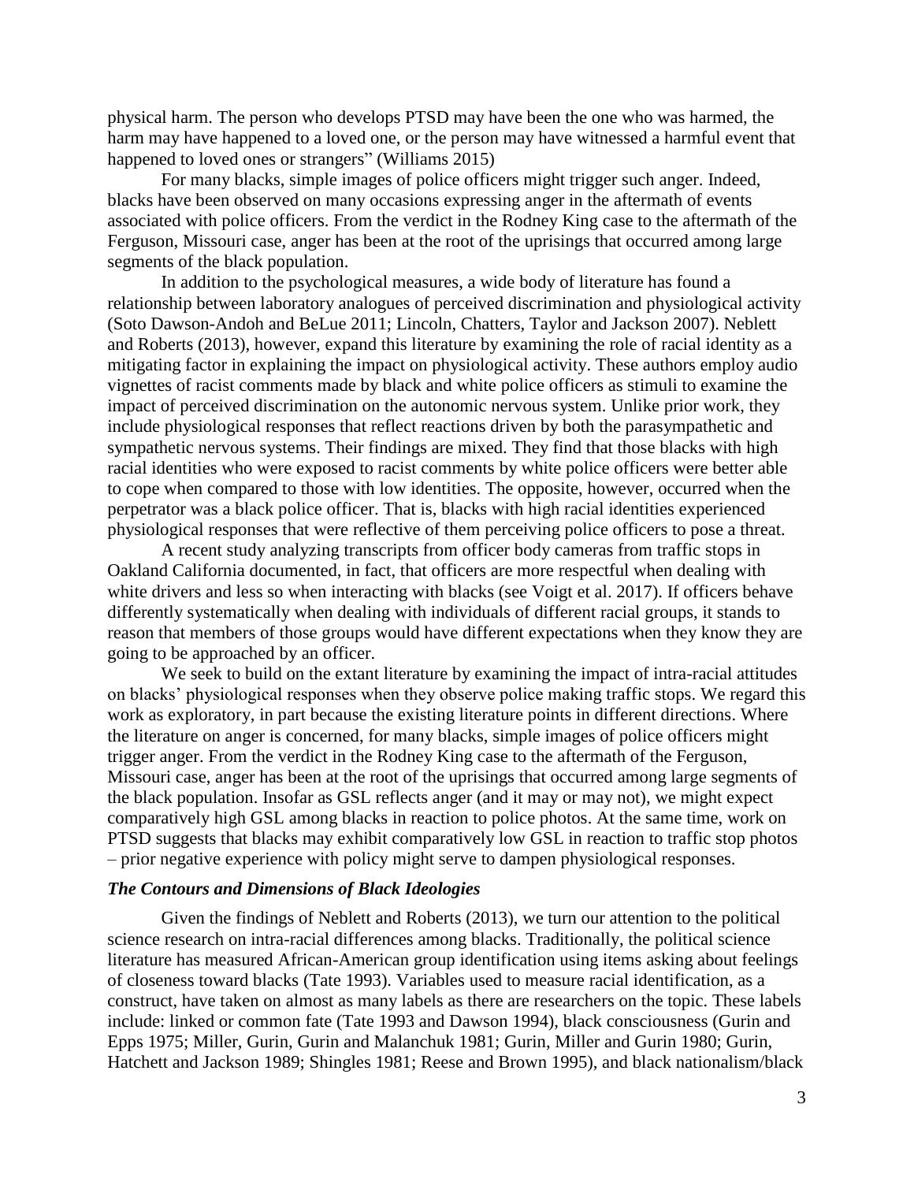physical harm. The person who develops PTSD may have been the one who was harmed, the harm may have happened to a loved one, or the person may have witnessed a harmful event that happened to loved ones or strangers" (Williams 2015)

For many blacks, simple images of police officers might trigger such anger. Indeed, blacks have been observed on many occasions expressing anger in the aftermath of events associated with police officers. From the verdict in the Rodney King case to the aftermath of the Ferguson, Missouri case, anger has been at the root of the uprisings that occurred among large segments of the black population.

In addition to the psychological measures, a wide body of literature has found a relationship between laboratory analogues of perceived discrimination and physiological activity (Soto Dawson-Andoh and BeLue 2011; Lincoln, Chatters, Taylor and Jackson 2007). Neblett and Roberts (2013), however, expand this literature by examining the role of racial identity as a mitigating factor in explaining the impact on physiological activity. These authors employ audio vignettes of racist comments made by black and white police officers as stimuli to examine the impact of perceived discrimination on the autonomic nervous system. Unlike prior work, they include physiological responses that reflect reactions driven by both the parasympathetic and sympathetic nervous systems. Their findings are mixed. They find that those blacks with high racial identities who were exposed to racist comments by white police officers were better able to cope when compared to those with low identities. The opposite, however, occurred when the perpetrator was a black police officer. That is, blacks with high racial identities experienced physiological responses that were reflective of them perceiving police officers to pose a threat.

A recent study analyzing transcripts from officer body cameras from traffic stops in Oakland California documented, in fact, that officers are more respectful when dealing with white drivers and less so when interacting with blacks (see Voigt et al. 2017). If officers behave differently systematically when dealing with individuals of different racial groups, it stands to reason that members of those groups would have different expectations when they know they are going to be approached by an officer.

We seek to build on the extant literature by examining the impact of intra-racial attitudes on blacks' physiological responses when they observe police making traffic stops. We regard this work as exploratory, in part because the existing literature points in different directions. Where the literature on anger is concerned, for many blacks, simple images of police officers might trigger anger. From the verdict in the Rodney King case to the aftermath of the Ferguson, Missouri case, anger has been at the root of the uprisings that occurred among large segments of the black population. Insofar as GSL reflects anger (and it may or may not), we might expect comparatively high GSL among blacks in reaction to police photos. At the same time, work on PTSD suggests that blacks may exhibit comparatively low GSL in reaction to traffic stop photos – prior negative experience with policy might serve to dampen physiological responses.

### *The Contours and Dimensions of Black Ideologies*

Given the findings of Neblett and Roberts (2013), we turn our attention to the political science research on intra-racial differences among blacks. Traditionally, the political science literature has measured African-American group identification using items asking about feelings of closeness toward blacks (Tate 1993). Variables used to measure racial identification, as a construct, have taken on almost as many labels as there are researchers on the topic. These labels include: linked or common fate (Tate 1993 and Dawson 1994), black consciousness (Gurin and Epps 1975; Miller, Gurin, Gurin and Malanchuk 1981; Gurin, Miller and Gurin 1980; Gurin, Hatchett and Jackson 1989; Shingles 1981; Reese and Brown 1995), and black nationalism/black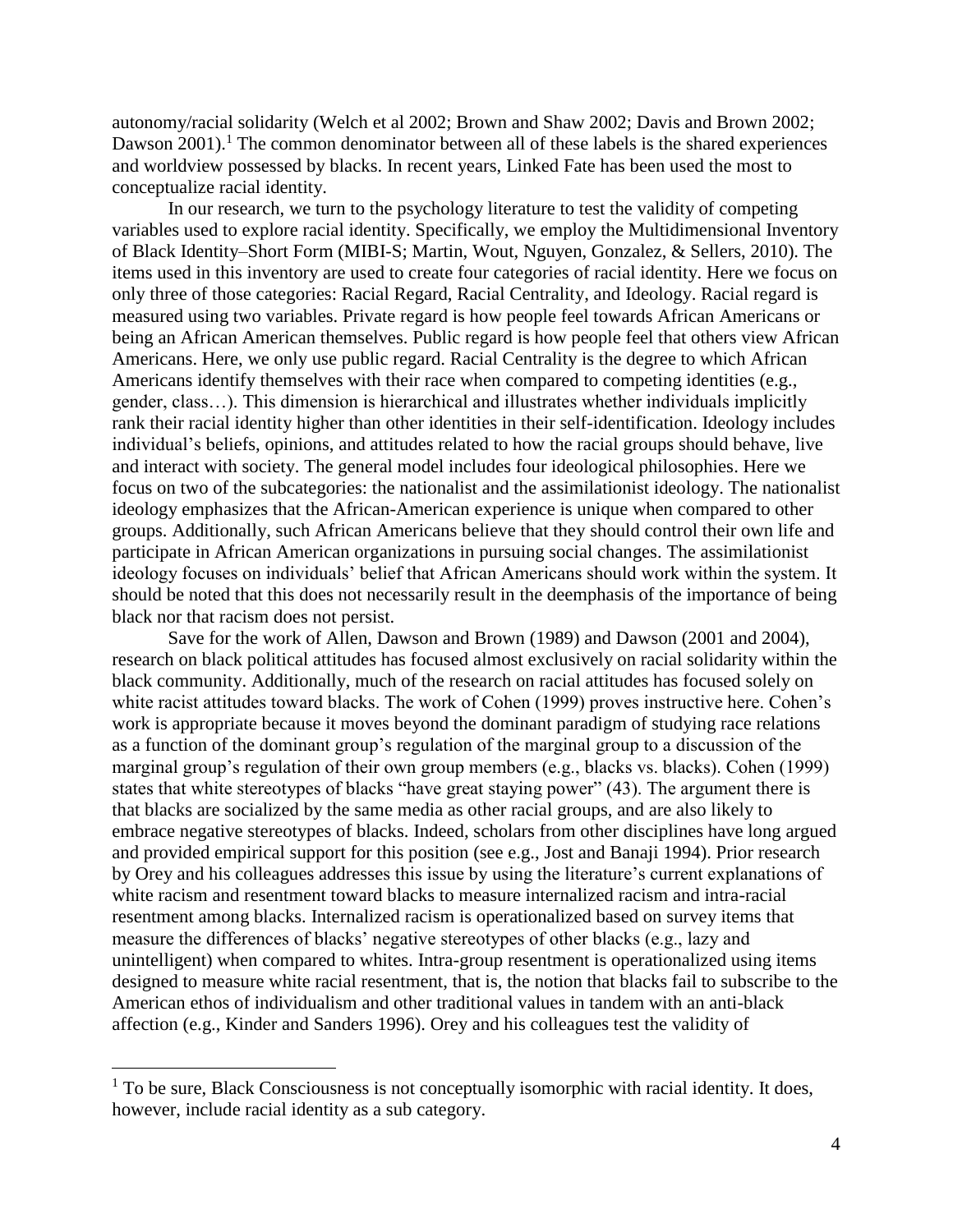autonomy/racial solidarity (Welch et al 2002; Brown and Shaw 2002; Davis and Brown 2002; Dawson 2001).[1] The common denominator between all of these labels is the shared experiences and worldview possessed by blacks. In recent years, Linked Fate has been used the most to conceptualize racial identity.

In our research, we turn to the psychology literature to test the validity of competing variables used to explore racial identity. Specifically, we employ the Multidimensional Inventory of Black Identity–Short Form (MIBI-S; Martin, Wout, Nguyen, Gonzalez, & Sellers, 2010). The items used in this inventory are used to create four categories of racial identity. Here we focus on only three of those categories: Racial Regard, Racial Centrality, and Ideology. Racial regard is measured using two variables. Private regard is how people feel towards African Americans or being an African American themselves. Public regard is how people feel that others view African Americans. Here, we only use public regard. Racial Centrality is the degree to which African Americans identify themselves with their race when compared to competing identities (e.g., gender, class…). This dimension is hierarchical and illustrates whether individuals implicitly rank their racial identity higher than other identities in their self-identification. Ideology includes individual's beliefs, opinions, and attitudes related to how the racial groups should behave, live and interact with society. The general model includes four ideological philosophies. Here we focus on two of the subcategories: the nationalist and the assimilationist ideology. The nationalist ideology emphasizes that the African-American experience is unique when compared to other groups. Additionally, such African Americans believe that they should control their own life and participate in African American organizations in pursuing social changes. The assimilationist ideology focuses on individuals' belief that African Americans should work within the system. It should be noted that this does not necessarily result in the deemphasis of the importance of being black nor that racism does not persist.

Save for the work of Allen, Dawson and Brown (1989) and Dawson (2001 and 2004), research on black political attitudes has focused almost exclusively on racial solidarity within the black community. Additionally, much of the research on racial attitudes has focused solely on white racist attitudes toward blacks. The work of Cohen (1999) proves instructive here. Cohen's work is appropriate because it moves beyond the dominant paradigm of studying race relations as a function of the dominant group's regulation of the marginal group to a discussion of the marginal group's regulation of their own group members (e.g., blacks vs. blacks). Cohen (1999) states that white stereotypes of blacks "have great staying power" (43). The argument there is that blacks are socialized by the same media as other racial groups, and are also likely to embrace negative stereotypes of blacks. Indeed, scholars from other disciplines have long argued and provided empirical support for this position (see e.g., Jost and Banaji 1994). Prior research by Orey and his colleagues addresses this issue by using the literature's current explanations of white racism and resentment toward blacks to measure internalized racism and intra-racial resentment among blacks. Internalized racism is operationalized based on survey items that measure the differences of blacks' negative stereotypes of other blacks (e.g., lazy and unintelligent) when compared to whites. Intra-group resentment is operationalized using items designed to measure white racial resentment, that is, the notion that blacks fail to subscribe to the American ethos of individualism and other traditional values in tandem with an anti-black affection (e.g., Kinder and Sanders 1996). Orey and his colleagues test the validity of

[1] To be sure, Black Consciousness is not conceptually isomorphic with racial identity. It does, however, include racial identity as a sub category.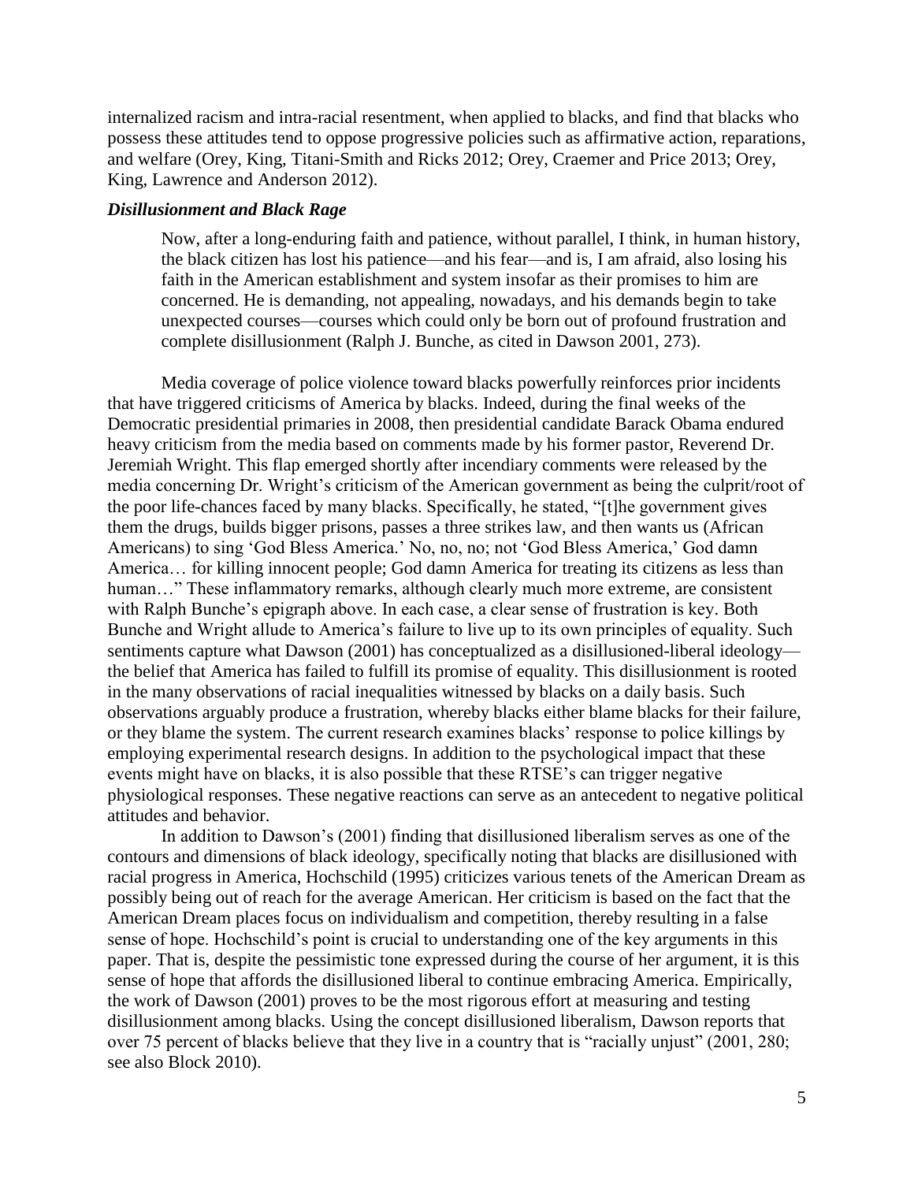internalized racism and intra-racial resentment, when applied to blacks, and find that blacks who possess these attitudes tend to oppose progressive policies such as affirmative action, reparations, and welfare (Orey, King, Titani-Smith and Ricks 2012; Orey, Craemer and Price 2013; Orey, King, Lawrence and Anderson 2012).

### *Disillusionment and Black Rage*

> Now, after a long-enduring faith and patience, without parallel, I think, in human history, the black citizen has lost his patience—and his fear—and is, I am afraid, also losing his faith in the American establishment and system insofar as their promises to him are concerned. He is demanding, not appealing, nowadays, and his demands begin to take unexpected courses—courses which could only be born out of profound frustration and complete disillusionment (Ralph J. Bunche, as cited in Dawson 2001, 273).

Media coverage of police violence toward blacks powerfully reinforces prior incidents that have triggered criticisms of America by blacks. Indeed, during the final weeks of the Democratic presidential primaries in 2008, then presidential candidate Barack Obama endured heavy criticism from the media based on comments made by his former pastor, Reverend Dr. Jeremiah Wright. This flap emerged shortly after incendiary comments were released by the media concerning Dr. Wright's criticism of the American government as being the culprit/root of the poor life-chances faced by many blacks. Specifically, he stated, "[t]he government gives them the drugs, builds bigger prisons, passes a three strikes law, and then wants us (African Americans) to sing 'God Bless America.' No, no, no; not 'God Bless America,' God damn America… for killing innocent people; God damn America for treating its citizens as less than human…" These inflammatory remarks, although clearly much more extreme, are consistent with Ralph Bunche's epigraph above. In each case, a clear sense of frustration is key. Both Bunche and Wright allude to America's failure to live up to its own principles of equality. Such sentiments capture what Dawson (2001) has conceptualized as a disillusioned-liberal ideology—the belief that America has failed to fulfill its promise of equality. This disillusionment is rooted in the many observations of racial inequalities witnessed by blacks on a daily basis. Such observations arguably produce a frustration, whereby blacks either blame blacks for their failure, or they blame the system. The current research examines blacks' response to police killings by employing experimental research designs. In addition to the psychological impact that these events might have on blacks, it is also possible that these RTSE's can trigger negative physiological responses. These negative reactions can serve as an antecedent to negative political attitudes and behavior.

In addition to Dawson's (2001) finding that disillusioned liberalism serves as one of the contours and dimensions of black ideology, specifically noting that blacks are disillusioned with racial progress in America, Hochschild (1995) criticizes various tenets of the American Dream as possibly being out of reach for the average American. Her criticism is based on the fact that the American Dream places focus on individualism and competition, thereby resulting in a false sense of hope. Hochschild's point is crucial to understanding one of the key arguments in this paper. That is, despite the pessimistic tone expressed during the course of her argument, it is this sense of hope that affords the disillusioned liberal to continue embracing America. Empirically, the work of Dawson (2001) proves to be the most rigorous effort at measuring and testing disillusionment among blacks. Using the concept disillusioned liberalism, Dawson reports that over 75 percent of blacks believe that they live in a country that is "racially unjust" (2001, 280; see also Block 2010).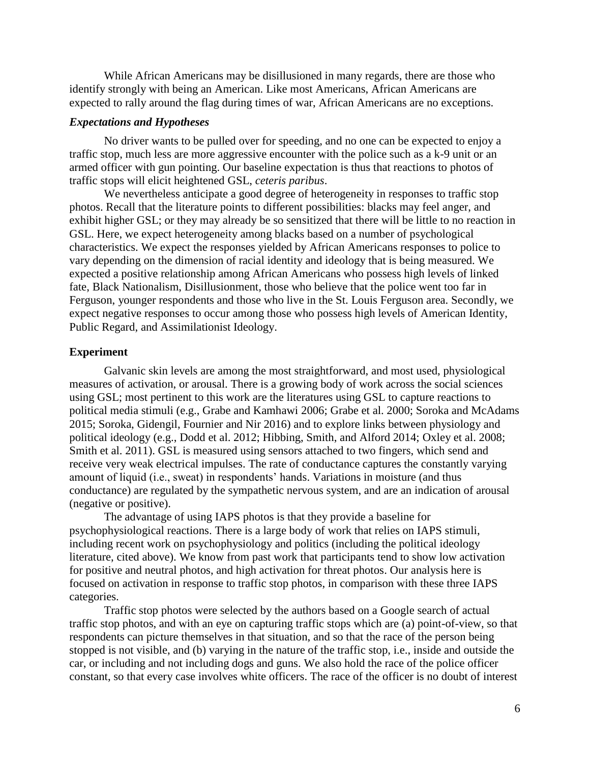While African Americans may be disillusioned in many regards, there are those who identify strongly with being an American. Like most Americans, African Americans are expected to rally around the flag during times of war, African Americans are no exceptions.

### *Expectations and Hypotheses*

No driver wants to be pulled over for speeding, and no one can be expected to enjoy a traffic stop, much less are more aggressive encounter with the police such as a k-9 unit or an armed officer with gun pointing. Our baseline expectation is thus that reactions to photos of traffic stops will elicit heightened GSL, *ceteris paribus*.

We nevertheless anticipate a good degree of heterogeneity in responses to traffic stop photos. Recall that the literature points to different possibilities: blacks may feel anger, and exhibit higher GSL; or they may already be so sensitized that there will be little to no reaction in GSL. Here, we expect heterogeneity among blacks based on a number of psychological characteristics. We expect the responses yielded by African Americans responses to police to vary depending on the dimension of racial identity and ideology that is being measured. We expected a positive relationship among African Americans who possess high levels of linked fate, Black Nationalism, Disillusionment, those who believe that the police went too far in Ferguson, younger respondents and those who live in the St. Louis Ferguson area. Secondly, we expect negative responses to occur among those who possess high levels of American Identity, Public Regard, and Assimilationist Ideology.

## **Experiment**

Galvanic skin levels are among the most straightforward, and most used, physiological measures of activation, or arousal. There is a growing body of work across the social sciences using GSL; most pertinent to this work are the literatures using GSL to capture reactions to political media stimuli (e.g., Grabe and Kamhawi 2006; Grabe et al. 2000; Soroka and McAdams 2015; Soroka, Gidengil, Fournier and Nir 2016) and to explore links between physiology and political ideology (e.g., Dodd et al. 2012; Hibbing, Smith, and Alford 2014; Oxley et al. 2008; Smith et al. 2011). GSL is measured using sensors attached to two fingers, which send and receive very weak electrical impulses. The rate of conductance captures the constantly varying amount of liquid (i.e., sweat) in respondents' hands. Variations in moisture (and thus conductance) are regulated by the sympathetic nervous system, and are an indication of arousal (negative or positive).

The advantage of using IAPS photos is that they provide a baseline for psychophysiological reactions. There is a large body of work that relies on IAPS stimuli, including recent work on psychophysiology and politics (including the political ideology literature, cited above). We know from past work that participants tend to show low activation for positive and neutral photos, and high activation for threat photos. Our analysis here is focused on activation in response to traffic stop photos, in comparison with these three IAPS categories.

Traffic stop photos were selected by the authors based on a Google search of actual traffic stop photos, and with an eye on capturing traffic stops which are (a) point-of-view, so that respondents can picture themselves in that situation, and so that the race of the person being stopped is not visible, and (b) varying in the nature of the traffic stop, i.e., inside and outside the car, or including and not including dogs and guns. We also hold the race of the police officer constant, so that every case involves white officers. The race of the officer is no doubt of interest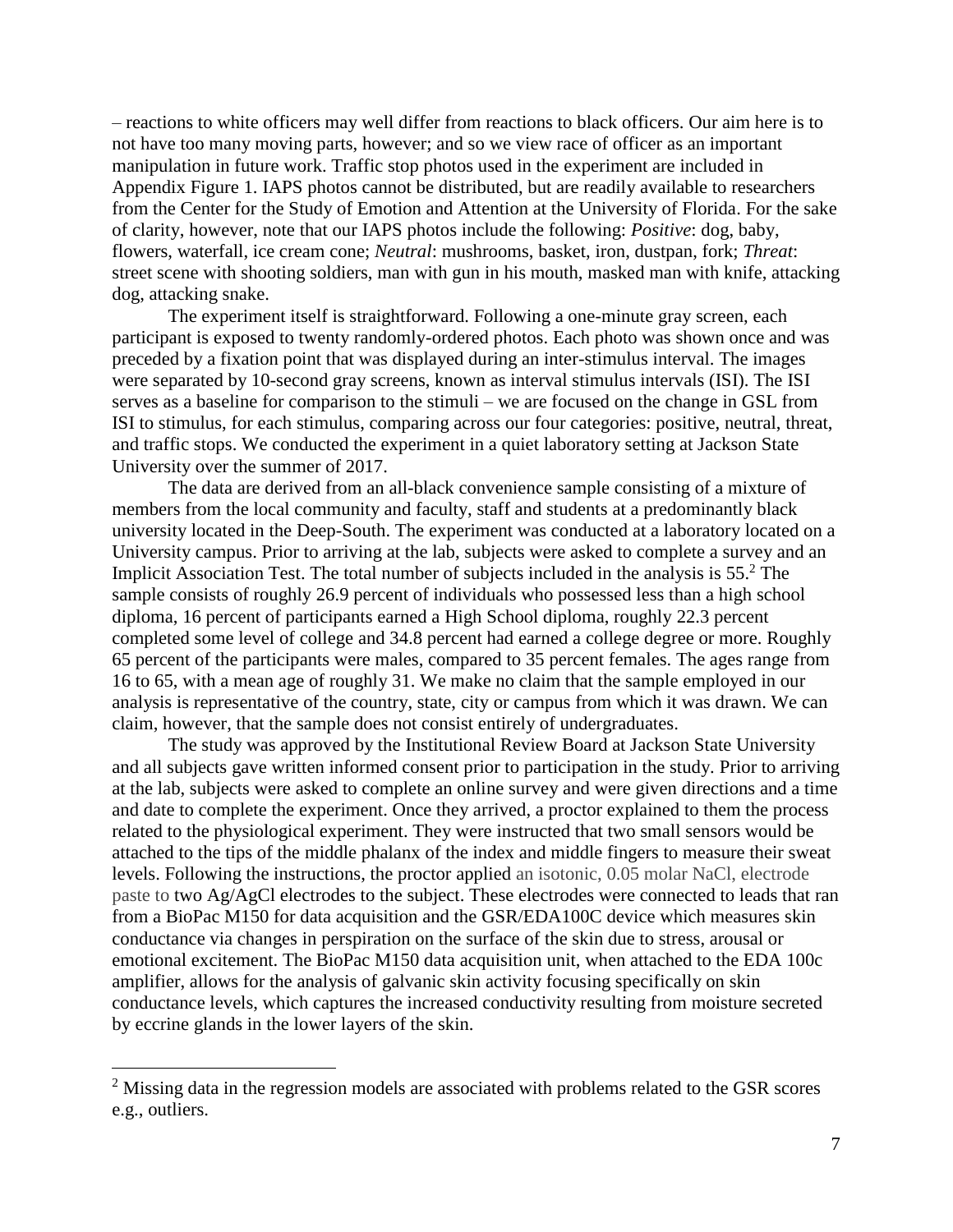– reactions to white officers may well differ from reactions to black officers. Our aim here is to not have too many moving parts, however; and so we view race of officer as an important manipulation in future work. Traffic stop photos used in the experiment are included in Appendix Figure 1. IAPS photos cannot be distributed, but are readily available to researchers from the Center for the Study of Emotion and Attention at the University of Florida. For the sake of clarity, however, note that our IAPS photos include the following: *Positive*: dog, baby, flowers, waterfall, ice cream cone; *Neutral*: mushrooms, basket, iron, dustpan, fork; *Threat*: street scene with shooting soldiers, man with gun in his mouth, masked man with knife, attacking dog, attacking snake.

The experiment itself is straightforward. Following a one-minute gray screen, each participant is exposed to twenty randomly-ordered photos. Each photo was shown once and was preceded by a fixation point that was displayed during an inter-stimulus interval. The images were separated by 10-second gray screens, known as interval stimulus intervals (ISI). The ISI serves as a baseline for comparison to the stimuli – we are focused on the change in GSL from ISI to stimulus, for each stimulus, comparing across our four categories: positive, neutral, threat, and traffic stops. We conducted the experiment in a quiet laboratory setting at Jackson State University over the summer of 2017.

The data are derived from an all-black convenience sample consisting of a mixture of members from the local community and faculty, staff and students at a predominantly black university located in the Deep-South. The experiment was conducted at a laboratory located on a University campus. Prior to arriving at the lab, subjects were asked to complete a survey and an Implicit Association Test. The total number of subjects included in the analysis is 55.[2] The sample consists of roughly 26.9 percent of individuals who possessed less than a high school diploma, 16 percent of participants earned a High School diploma, roughly 22.3 percent completed some level of college and 34.8 percent had earned a college degree or more. Roughly 65 percent of the participants were males, compared to 35 percent females. The ages range from 16 to 65, with a mean age of roughly 31. We make no claim that the sample employed in our analysis is representative of the country, state, city or campus from which it was drawn. We can claim, however, that the sample does not consist entirely of undergraduates.

The study was approved by the Institutional Review Board at Jackson State University and all subjects gave written informed consent prior to participation in the study. Prior to arriving at the lab, subjects were asked to complete an online survey and were given directions and a time and date to complete the experiment. Once they arrived, a proctor explained to them the process related to the physiological experiment. They were instructed that two small sensors would be attached to the tips of the middle phalanx of the index and middle fingers to measure their sweat levels. Following the instructions, the proctor applied an isotonic, 0.05 molar NaCl, electrode paste to two Ag/AgCl electrodes to the subject. These electrodes were connected to leads that ran from a BioPac M150 for data acquisition and the GSR/EDA100C device which measures skin conductance via changes in perspiration on the surface of the skin due to stress, arousal or emotional excitement. The BioPac M150 data acquisition unit, when attached to the EDA 100c amplifier, allows for the analysis of galvanic skin activity focusing specifically on skin conductance levels, which captures the increased conductivity resulting from moisture secreted by eccrine glands in the lower layers of the skin.

[2] Missing data in the regression models are associated with problems related to the GSR scores e.g., outliers.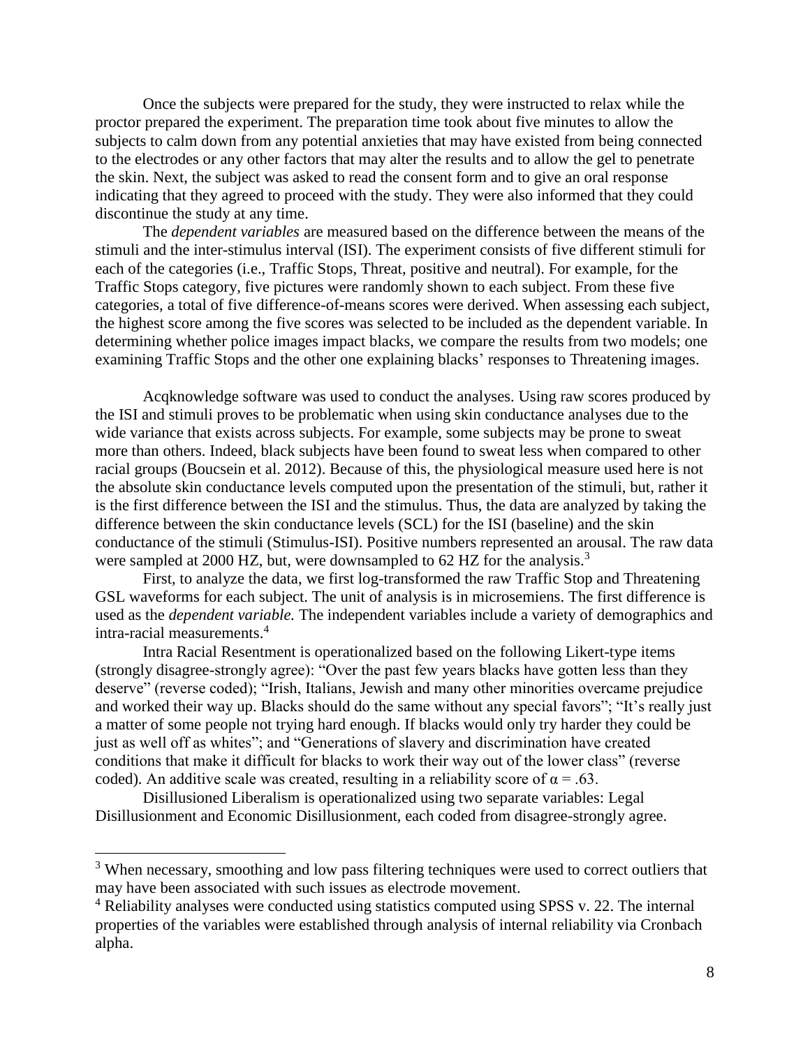Once the subjects were prepared for the study, they were instructed to relax while the proctor prepared the experiment. The preparation time took about five minutes to allow the subjects to calm down from any potential anxieties that may have existed from being connected to the electrodes or any other factors that may alter the results and to allow the gel to penetrate the skin. Next, the subject was asked to read the consent form and to give an oral response indicating that they agreed to proceed with the study. They were also informed that they could discontinue the study at any time.

The *dependent variables* are measured based on the difference between the means of the stimuli and the inter-stimulus interval (ISI). The experiment consists of five different stimuli for each of the categories (i.e., Traffic Stops, Threat, positive and neutral). For example, for the Traffic Stops category, five pictures were randomly shown to each subject. From these five categories, a total of five difference-of-means scores were derived. When assessing each subject, the highest score among the five scores was selected to be included as the dependent variable. In determining whether police images impact blacks, we compare the results from two models; one examining Traffic Stops and the other one explaining blacks' responses to Threatening images.

Acqknowledge software was used to conduct the analyses. Using raw scores produced by the ISI and stimuli proves to be problematic when using skin conductance analyses due to the wide variance that exists across subjects. For example, some subjects may be prone to sweat more than others. Indeed, black subjects have been found to sweat less when compared to other racial groups (Boucsein et al. 2012). Because of this, the physiological measure used here is not the absolute skin conductance levels computed upon the presentation of the stimuli, but, rather it is the first difference between the ISI and the stimulus. Thus, the data are analyzed by taking the difference between the skin conductance levels (SCL) for the ISI (baseline) and the skin conductance of the stimuli (Stimulus-ISI). Positive numbers represented an arousal. The raw data were sampled at 2000 HZ, but, were downsampled to 62 HZ for the analysis.[3]

First, to analyze the data, we first log-transformed the raw Traffic Stop and Threatening GSL waveforms for each subject. The unit of analysis is in microsemiens. The first difference is used as the *dependent variable.* The independent variables include a variety of demographics and intra-racial measurements.[4]

Intra Racial Resentment is operationalized based on the following Likert-type items (strongly disagree-strongly agree): "Over the past few years blacks have gotten less than they deserve" (reverse coded); "Irish, Italians, Jewish and many other minorities overcame prejudice and worked their way up. Blacks should do the same without any special favors"; "It's really just a matter of some people not trying hard enough. If blacks would only try harder they could be just as well off as whites"; and "Generations of slavery and discrimination have created conditions that make it difficult for blacks to work their way out of the lower class" (reverse coded). An additive scale was created, resulting in a reliability score of $\alpha = .63$.

Disillusioned Liberalism is operationalized using two separate variables: Legal Disillusionment and Economic Disillusionment, each coded from disagree-strongly agree.

---

[3] When necessary, smoothing and low pass filtering techniques were used to correct outliers that may have been associated with such issues as electrode movement.

[4] Reliability analyses were conducted using statistics computed using SPSS v. 22. The internal properties of the variables were established through analysis of internal reliability via Cronbach alpha.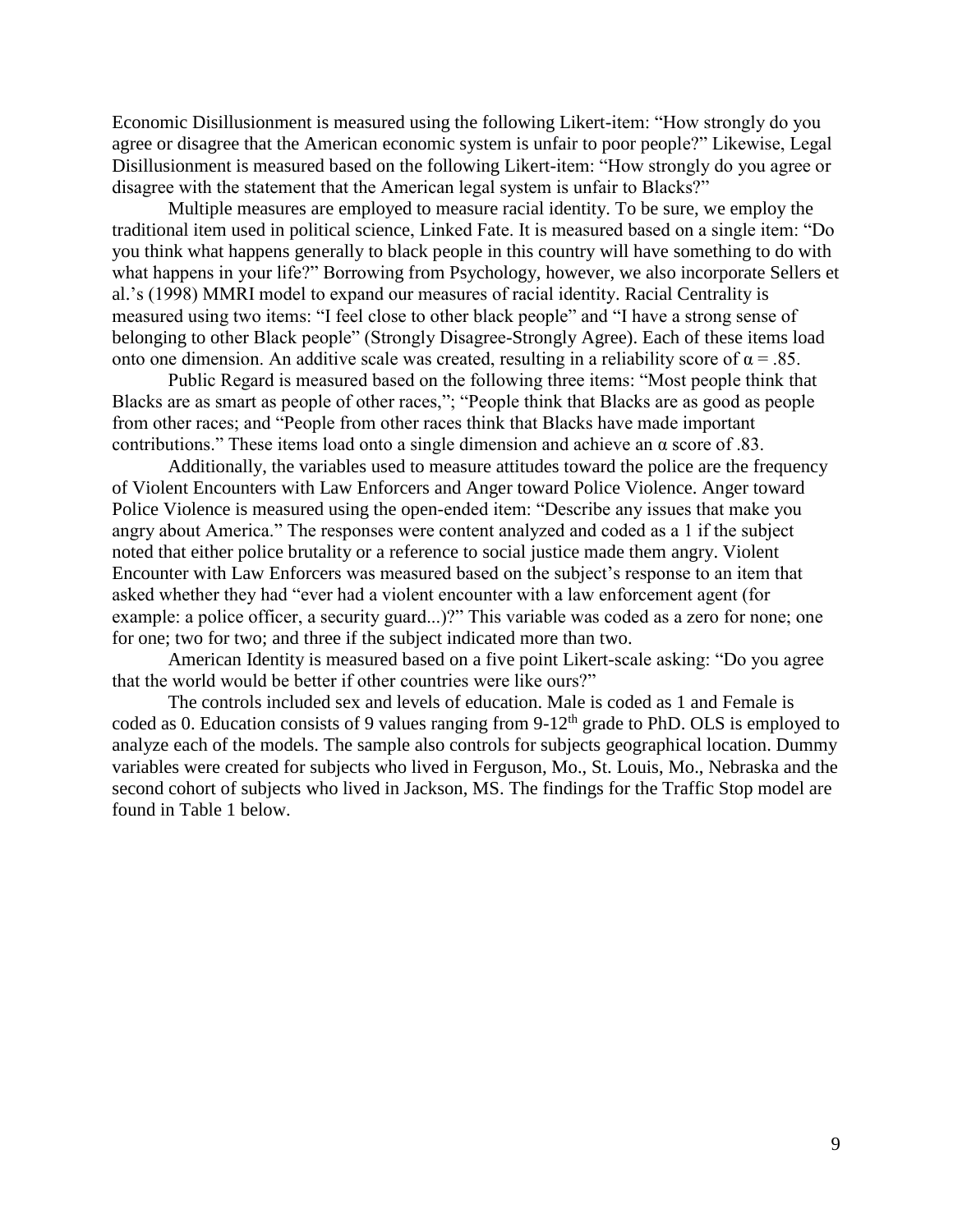Economic Disillusionment is measured using the following Likert-item: "How strongly do you agree or disagree that the American economic system is unfair to poor people?" Likewise, Legal Disillusionment is measured based on the following Likert-item: "How strongly do you agree or disagree with the statement that the American legal system is unfair to Blacks?"

Multiple measures are employed to measure racial identity. To be sure, we employ the traditional item used in political science, Linked Fate. It is measured based on a single item: "Do you think what happens generally to black people in this country will have something to do with what happens in your life?" Borrowing from Psychology, however, we also incorporate Sellers et al.'s (1998) MMRI model to expand our measures of racial identity. Racial Centrality is measured using two items: "I feel close to other black people" and "I have a strong sense of belonging to other Black people" (Strongly Disagree-Strongly Agree). Each of these items load onto one dimension. An additive scale was created, resulting in a reliability score of $\alpha = .85$.

Public Regard is measured based on the following three items: "Most people think that Blacks are as smart as people of other races,"; "People think that Blacks are as good as people from other races; and "People from other races think that Blacks have made important contributions." These items load onto a single dimension and achieve an $\alpha$ score of .83.

Additionally, the variables used to measure attitudes toward the police are the frequency of Violent Encounters with Law Enforcers and Anger toward Police Violence. Anger toward Police Violence is measured using the open-ended item: "Describe any issues that make you angry about America." The responses were content analyzed and coded as a 1 if the subject noted that either police brutality or a reference to social justice made them angry. Violent Encounter with Law Enforcers was measured based on the subject's response to an item that asked whether they had "ever had a violent encounter with a law enforcement agent (for example: a police officer, a security guard...)?" This variable was coded as a zero for none; one for one; two for two; and three if the subject indicated more than two.

American Identity is measured based on a five point Likert-scale asking: "Do you agree that the world would be better if other countries were like ours?"

The controls included sex and levels of education. Male is coded as 1 and Female is coded as 0. Education consists of 9 values ranging from 9-12$^{th}$ grade to PhD. OLS is employed to analyze each of the models. The sample also controls for subjects geographical location. Dummy variables were created for subjects who lived in Ferguson, Mo., St. Louis, Mo., Nebraska and the second cohort of subjects who lived in Jackson, MS. The findings for the Traffic Stop model are found in Table 1 below.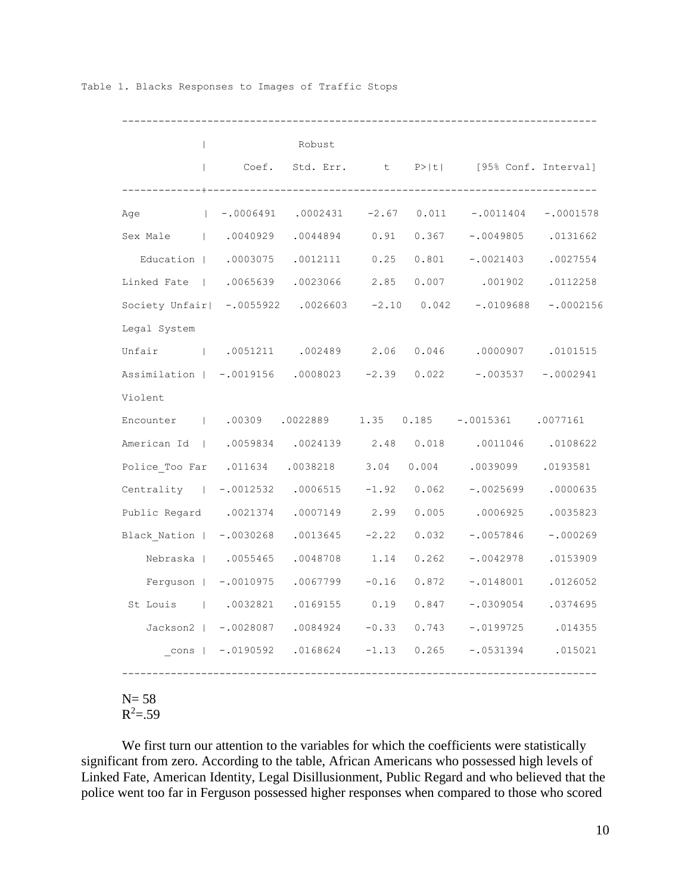Table 1. Blacks Responses to Images of Traffic Stops

| | Coef. | Robust Std. Err. | t | P>\|t\| | [95% Conf. Interval] | |
|---|---|---|---|---|---|---|
| Age | -.0006491 | .0002431 | -2.67 | 0.011 | -.0011404 | -.0001578 |
| Sex Male | .0040929 | .0044894 | 0.91 | 0.367 | -.0049805 | .0131662 |
| Education | .0003075 | .0012111 | 0.25 | 0.801 | -.0021403 | .0027554 |
| Linked Fate | .0065639 | .0023066 | 2.85 | 0.007 | .001902 | .0112258 |
| Society Unfair | -.0055922 | .0026603 | -2.10 | 0.042 | -.0109688 | -.0002156 |
| Legal System Unfair | .0051211 | .002489 | 2.06 | 0.046 | .0000907 | .0101515 |
| Assimilation | -.0019156 | .0008023 | -2.39 | 0.022 | -.003537 | -.0002941 |
| Violent Encounter | .00309 | .0022889 | 1.35 | 0.185 | -.0015361 | .0077161 |
| American Id | .0059834 | .0024139 | 2.48 | 0.018 | .0011046 | .0108622 |
| Police_Too Far | .011634 | .0038218 | 3.04 | 0.004 | .0039099 | .0193581 |
| Centrality | -.0012532 | .0006515 | -1.92 | 0.062 | -.0025699 | .0000635 |
| Public Regard | .0021374 | .0007149 | 2.99 | 0.005 | .0006925 | .0035823 |
| Black_Nation | -.0030268 | .0013645 | -2.22 | 0.032 | -.0057846 | -.000269 |
| Nebraska | .0055465 | .0048708 | 1.14 | 0.262 | -.0042978 | .0153909 |
| Ferguson | -.0010975 | .0067799 | -0.16 | 0.872 | -.0148001 | .0126052 |
| St Louis | .0032821 | .0169155 | 0.19 | 0.847 | -.0309054 | .0374695 |
| Jackson2 | -.0028087 | .0084924 | -0.33 | 0.743 | -.0199725 | .014355 |
| _cons | -.0190592 | .0168624 | -1.13 | 0.265 | -.0531394 | .015021 |

N= 58
$R^2$=.59

We first turn our attention to the variables for which the coefficients were statistically significant from zero. According to the table, African Americans who possessed high levels of Linked Fate, American Identity, Legal Disillusionment, Public Regard and who believed that the police went too far in Ferguson possessed higher responses when compared to those who scored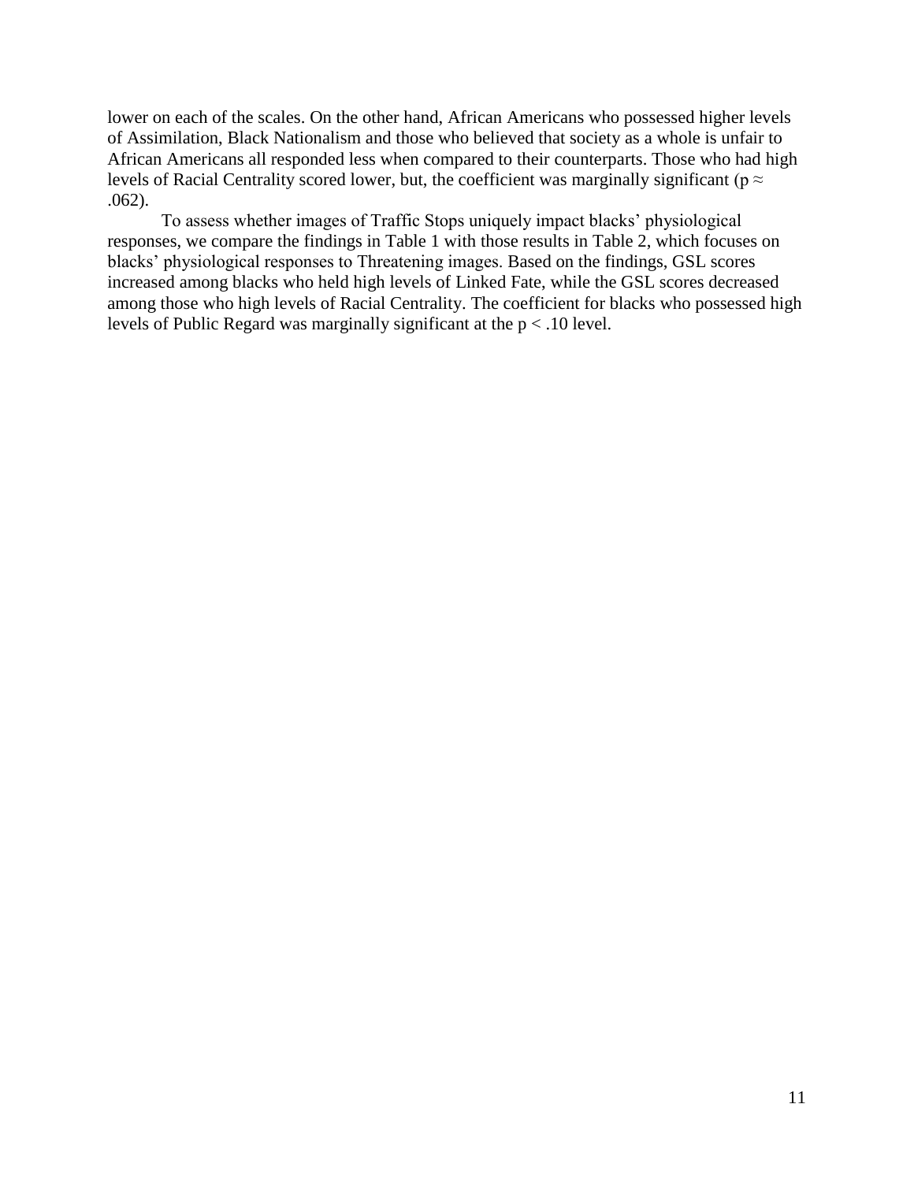lower on each of the scales. On the other hand, African Americans who possessed higher levels of Assimilation, Black Nationalism and those who believed that society as a whole is unfair to African Americans all responded less when compared to their counterparts. Those who had high levels of Racial Centrality scored lower, but, the coefficient was marginally significant ($p \approx .062$).

To assess whether images of Traffic Stops uniquely impact blacks' physiological responses, we compare the findings in Table 1 with those results in Table 2, which focuses on blacks' physiological responses to Threatening images. Based on the findings, GSL scores increased among blacks who held high levels of Linked Fate, while the GSL scores decreased among those who high levels of Racial Centrality. The coefficient for blacks who possessed high levels of Public Regard was marginally significant at the $p < .10$ level.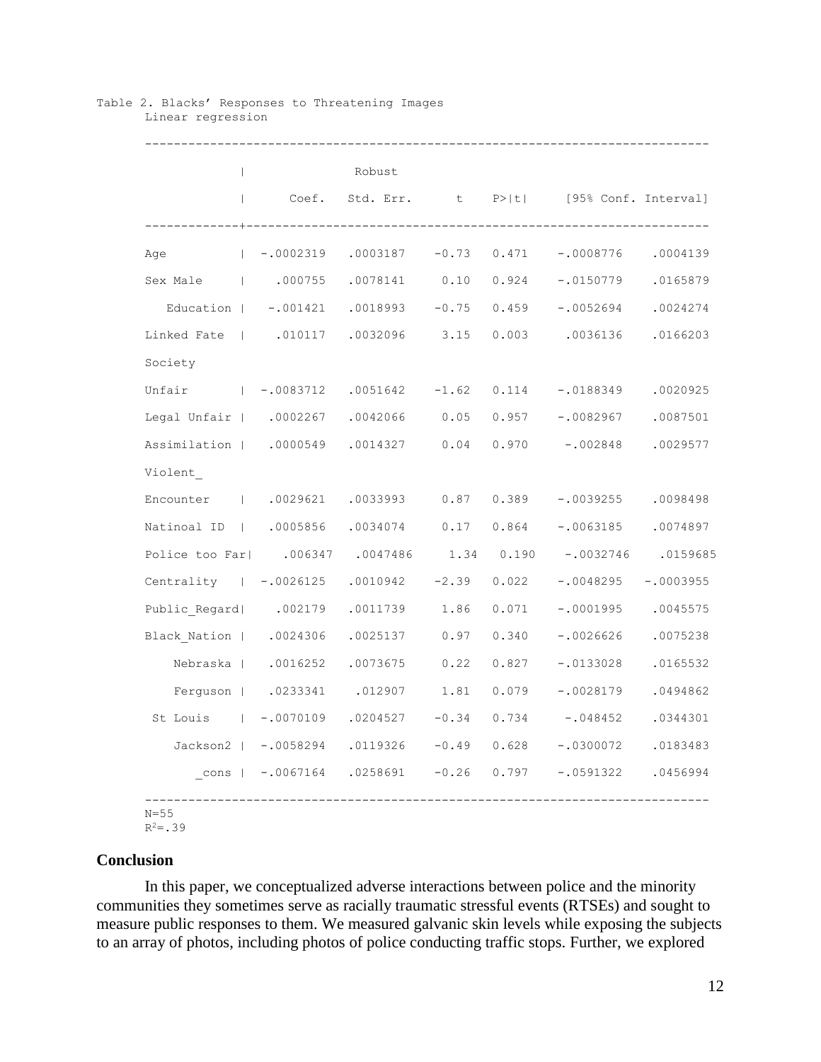Table 2. Blacks' Responses to Threatening Images

Linear regression

| | Coef. | Robust Std. Err. | t | P>\|t\| | [95% Conf. Interval] | |
|---|---|---|---|---|---|---|
| Age | -.0002319 | .0003187 | -0.73 | 0.471 | -.0008776 | .0004139 |
| Sex Male | .000755 | .0078141 | 0.10 | 0.924 | -.0150779 | .0165879 |
| Education | -.001421 | .0018993 | -0.75 | 0.459 | -.0052694 | .0024274 |
| Linked Fate | .010117 | .0032096 | 3.15 | 0.003 | .0036136 | .0166203 |
| Society Unfair | -.0083712 | .0051642 | -1.62 | 0.114 | -.0188349 | .0020925 |
| Legal Unfair | .0002267 | .0042066 | 0.05 | 0.957 | -.0082967 | .0087501 |
| Assimilation | .0000549 | .0014327 | 0.04 | 0.970 | -.002848 | .0029577 |
| Violent_ Encounter | .0029621 | .0033993 | 0.87 | 0.389 | -.0039255 | .0098498 |
| Natinoal ID | .0005856 | .0034074 | 0.17 | 0.864 | -.0063185 | .0074897 |
| Police too Far | .006347 | .0047486 | 1.34 | 0.190 | -.0032746 | .0159685 |
| Centrality | -.0026125 | .0010942 | -2.39 | 0.022 | -.0048295 | -.0003955 |
| Public_Regard | .002179 | .0011739 | 1.86 | 0.071 | -.0001995 | .0045575 |
| Black_Nation | .0024306 | .0025137 | 0.97 | 0.340 | -.0026626 | .0075238 |
| Nebraska | .0016252 | .0073675 | 0.22 | 0.827 | -.0133028 | .0165532 |
| Ferguson | .0233341 | .012907 | 1.81 | 0.079 | -.0028179 | .0494862 |
| St Louis | -.0070109 | .0204527 | -0.34 | 0.734 | -.048452 | .0344301 |
| Jackson2 | -.0058294 | .0119326 | -0.49 | 0.628 | -.0300072 | .0183483 |
| _cons | -.0067164 | .0258691 | -0.26 | 0.797 | -.0591322 | .0456994 |

N=55

$R^2$=.39

## Conclusion

In this paper, we conceptualized adverse interactions between police and the minority communities they sometimes serve as racially traumatic stressful events (RTSEs) and sought to measure public responses to them. We measured galvanic skin levels while exposing the subjects to an array of photos, including photos of police conducting traffic stops. Further, we explored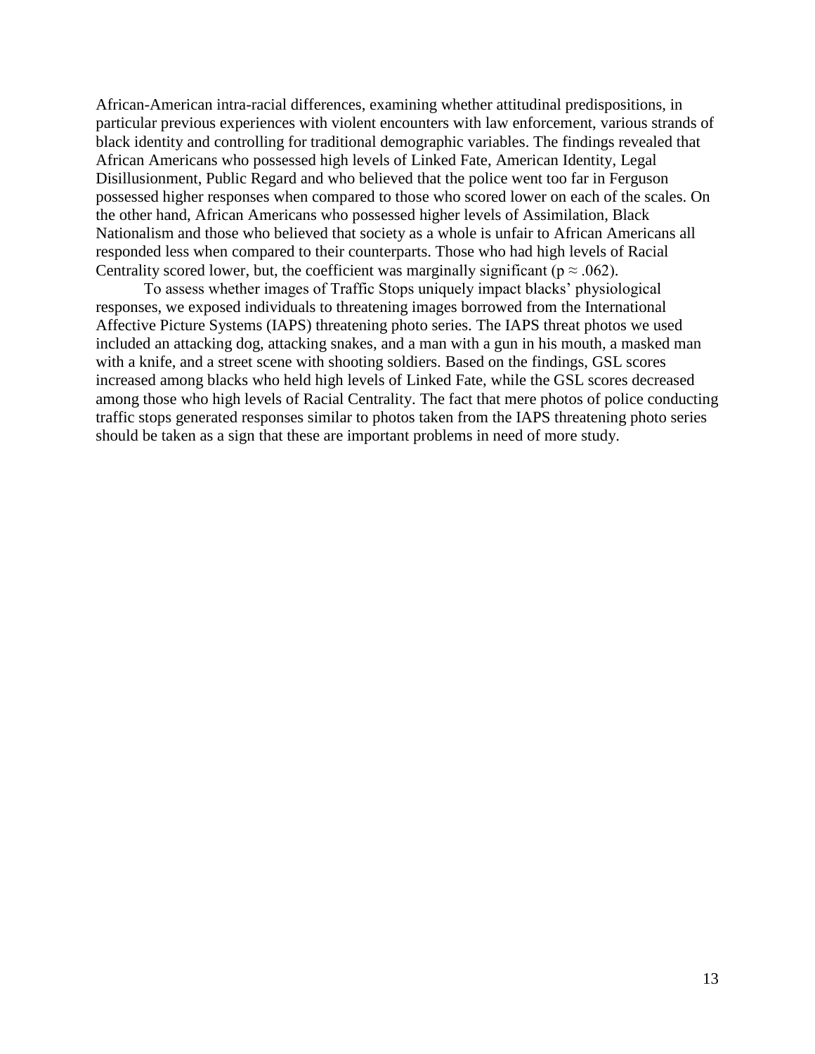African-American intra-racial differences, examining whether attitudinal predispositions, in particular previous experiences with violent encounters with law enforcement, various strands of black identity and controlling for traditional demographic variables. The findings revealed that African Americans who possessed high levels of Linked Fate, American Identity, Legal Disillusionment, Public Regard and who believed that the police went too far in Ferguson possessed higher responses when compared to those who scored lower on each of the scales. On the other hand, African Americans who possessed higher levels of Assimilation, Black Nationalism and those who believed that society as a whole is unfair to African Americans all responded less when compared to their counterparts. Those who had high levels of Racial Centrality scored lower, but, the coefficient was marginally significant ($p \approx .062$).

To assess whether images of Traffic Stops uniquely impact blacks' physiological responses, we exposed individuals to threatening images borrowed from the International Affective Picture Systems (IAPS) threatening photo series. The IAPS threat photos we used included an attacking dog, attacking snakes, and a man with a gun in his mouth, a masked man with a knife, and a street scene with shooting soldiers. Based on the findings, GSL scores increased among blacks who held high levels of Linked Fate, while the GSL scores decreased among those who high levels of Racial Centrality. The fact that mere photos of police conducting traffic stops generated responses similar to photos taken from the IAPS threatening photo series should be taken as a sign that these are important problems in need of more study.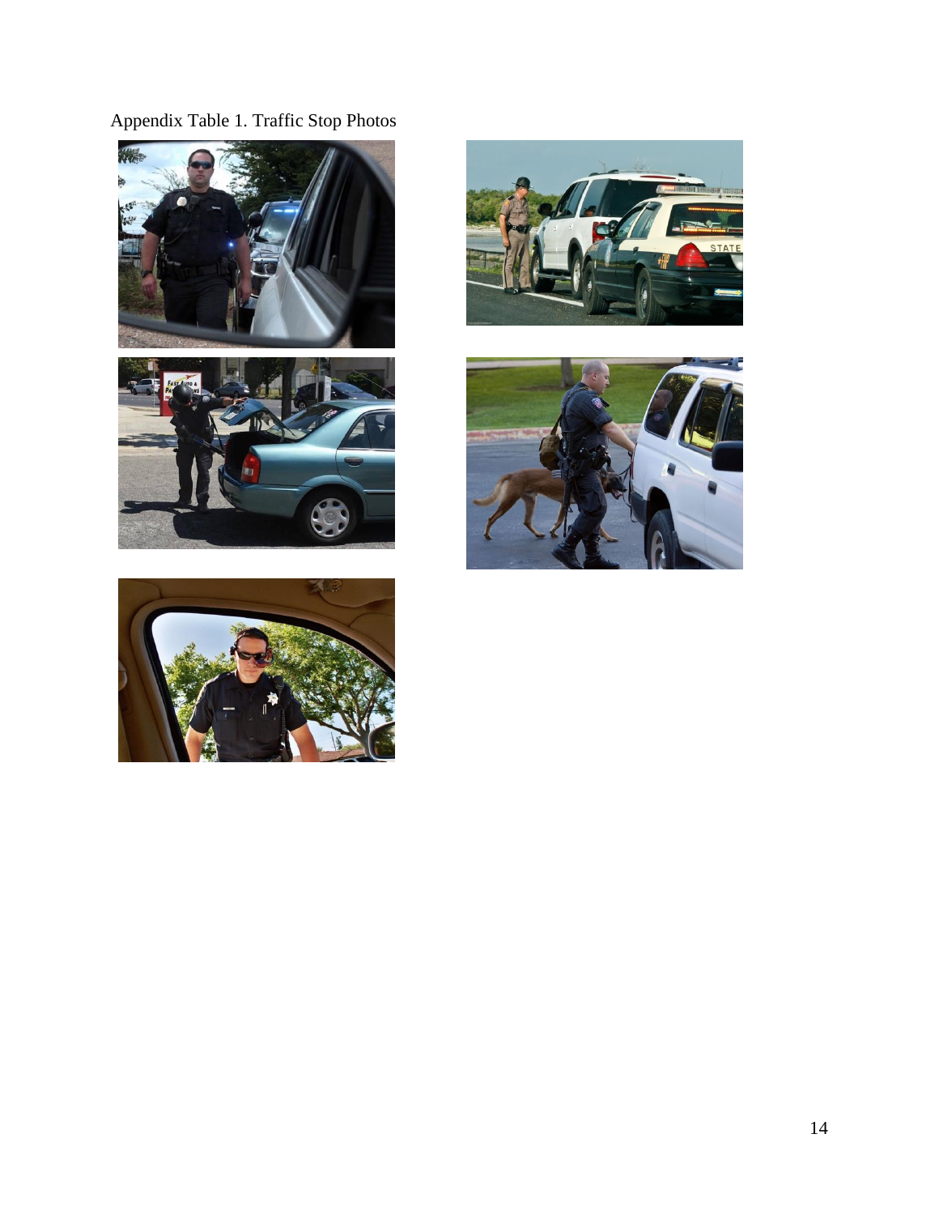Appendix Table 1. Traffic Stop Photos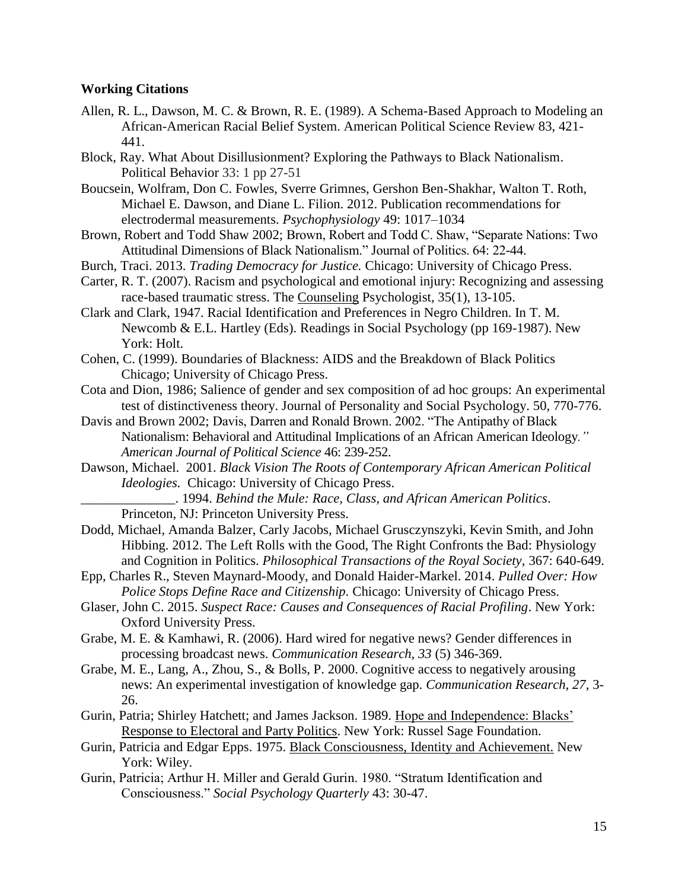**Working Citations**

Allen, R. L., Dawson, M. C. & Brown, R. E. (1989). A Schema-Based Approach to Modeling an African-American Racial Belief System. American Political Science Review 83, 421-441.

Block, Ray. What About Disillusionment? Exploring the Pathways to Black Nationalism. Political Behavior 33: 1 pp 27-51

Boucsein, Wolfram, Don C. Fowles, Sverre Grimnes, Gershon Ben-Shakhar, Walton T. Roth, Michael E. Dawson, and Diane L. Filion. 2012. Publication recommendations for electrodermal measurements. *Psychophysiology* 49: 1017–1034

Brown, Robert and Todd Shaw 2002; Brown, Robert and Todd C. Shaw, "Separate Nations: Two Attitudinal Dimensions of Black Nationalism." Journal of Politics. 64: 22-44.

Burch, Traci. 2013. *Trading Democracy for Justice.* Chicago: University of Chicago Press.

Carter, R. T. (2007). Racism and psychological and emotional injury: Recognizing and assessing race-based traumatic stress. The Counseling Psychologist, 35(1), 13-105.

Clark and Clark, 1947. Racial Identification and Preferences in Negro Children. In T. M. Newcomb & E.L. Hartley (Eds). Readings in Social Psychology (pp 169-1987). New York: Holt.

Cohen, C. (1999). Boundaries of Blackness: AIDS and the Breakdown of Black Politics Chicago; University of Chicago Press.

Cota and Dion, 1986; Salience of gender and sex composition of ad hoc groups: An experimental test of distinctiveness theory. Journal of Personality and Social Psychology. 50, 770-776.

Davis and Brown 2002; Davis, Darren and Ronald Brown. 2002. "The Antipathy of Black Nationalism: Behavioral and Attitudinal Implications of an African American Ideology*." American Journal of Political Science* 46: 239-252.

Dawson, Michael. 2001. *Black Vision The Roots of Contemporary African American Political Ideologies.* Chicago: University of Chicago Press.

______________. 1994. *Behind the Mule: Race, Class, and African American Politics*. Princeton, NJ: Princeton University Press.

Dodd, Michael, Amanda Balzer, Carly Jacobs, Michael Grusczynszyki, Kevin Smith, and John Hibbing. 2012. The Left Rolls with the Good, The Right Confronts the Bad: Physiology and Cognition in Politics. *Philosophical Transactions of the Royal Society*, 367: 640-649.

Epp, Charles R., Steven Maynard-Moody, and Donald Haider-Markel. 2014. *Pulled Over: How Police Stops Define Race and Citizenship.* Chicago: University of Chicago Press.

Glaser, John C. 2015. *Suspect Race: Causes and Consequences of Racial Profiling*. New York: Oxford University Press.

Grabe, M. E. & Kamhawi, R. (2006). Hard wired for negative news? Gender differences in processing broadcast news. *Communication Research*, *33* (5) 346-369.

Grabe, M. E., Lang, A., Zhou, S., & Bolls, P. 2000. Cognitive access to negatively arousing news: An experimental investigation of knowledge gap. *Communication Research*, *27*, 3-26.

Gurin, Patria; Shirley Hatchett; and James Jackson. 1989. Hope and Independence: Blacks' Response to Electoral and Party Politics. New York: Russel Sage Foundation.

Gurin, Patricia and Edgar Epps. 1975. Black Consciousness, Identity and Achievement. New York: Wiley.

Gurin, Patricia; Arthur H. Miller and Gerald Gurin. 1980. "Stratum Identification and Consciousness." *Social Psychology Quarterly* 43: 30-47.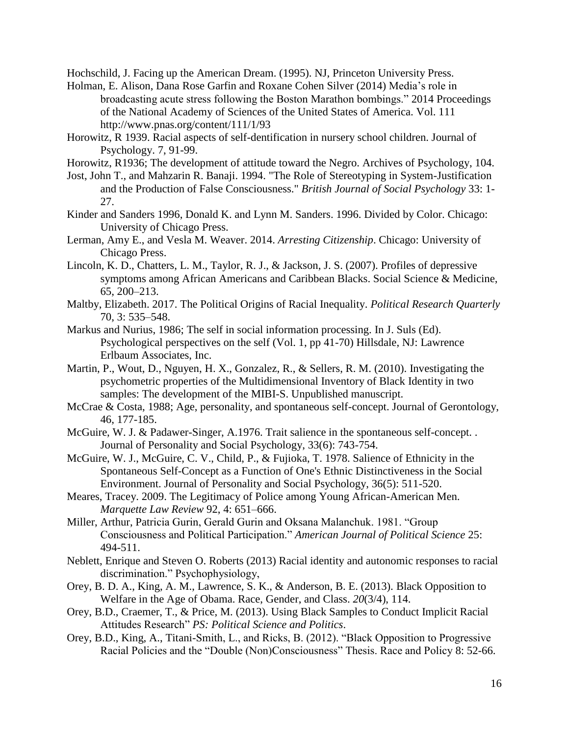Hochschild, J. Facing up the American Dream. (1995). NJ, Princeton University Press.

Holman, E. Alison, Dana Rose Garfin and Roxane Cohen Silver (2014) Media's role in broadcasting acute stress following the Boston Marathon bombings." 2014 Proceedings of the National Academy of Sciences of the United States of America. Vol. 111 http://www.pnas.org/content/111/1/93

Horowitz, R 1939. Racial aspects of self-dentification in nursery school children. Journal of Psychology. 7, 91-99.

Horowitz, R1936; The development of attitude toward the Negro. Archives of Psychology, 104.

Jost, John T., and Mahzarin R. Banaji. 1994. "The Role of Stereotyping in System-Justification and the Production of False Consciousness." *British Journal of Social Psychology* 33: 1-27.

Kinder and Sanders 1996, Donald K. and Lynn M. Sanders. 1996. Divided by Color. Chicago: University of Chicago Press.

Lerman, Amy E., and Vesla M. Weaver. 2014. *Arresting Citizenship*. Chicago: University of Chicago Press.

Lincoln, K. D., Chatters, L. M., Taylor, R. J., & Jackson, J. S. (2007). Profiles of depressive symptoms among African Americans and Caribbean Blacks. Social Science & Medicine, 65, 200–213.

Maltby, Elizabeth. 2017. The Political Origins of Racial Inequality. *Political Research Quarterly* 70, 3: 535–548.

Markus and Nurius, 1986; The self in social information processing. In J. Suls (Ed). Psychological perspectives on the self (Vol. 1, pp 41-70) Hillsdale, NJ: Lawrence Erlbaum Associates, Inc.

Martin, P., Wout, D., Nguyen, H. X., Gonzalez, R., & Sellers, R. M. (2010). Investigating the psychometric properties of the Multidimensional Inventory of Black Identity in two samples: The development of the MIBI-S. Unpublished manuscript.

McCrae & Costa, 1988; Age, personality, and spontaneous self-concept. Journal of Gerontology, 46, 177-185.

McGuire, W. J. & Padawer-Singer, A.1976. Trait salience in the spontaneous self-concept. . Journal of Personality and Social Psychology, 33(6): 743-754.

McGuire, W. J., McGuire, C. V., Child, P., & Fujioka, T. 1978. Salience of Ethnicity in the Spontaneous Self-Concept as a Function of One's Ethnic Distinctiveness in the Social Environment. Journal of Personality and Social Psychology, 36(5): 511-520.

Meares, Tracey. 2009. The Legitimacy of Police among Young African-American Men. *Marquette Law Review* 92, 4: 651–666.

Miller, Arthur, Patricia Gurin, Gerald Gurin and Oksana Malanchuk. 1981. "Group Consciousness and Political Participation." *American Journal of Political Science* 25: 494-511.

Neblett, Enrique and Steven O. Roberts (2013) Racial identity and autonomic responses to racial discrimination." Psychophysiology,

Orey, B. D. A., King, A. M., Lawrence, S. K., & Anderson, B. E. (2013). Black Opposition to Welfare in the Age of Obama. Race, Gender, and Class. *20*(3/4), 114.

Orey, B.D., Craemer, T., & Price, M. (2013). Using Black Samples to Conduct Implicit Racial Attitudes Research" *PS: Political Science and Politics*.

Orey, B.D., King, A., Titani-Smith, L., and Ricks, B. (2012). "Black Opposition to Progressive Racial Policies and the "Double (Non)Consciousness" Thesis. Race and Policy 8: 52-66.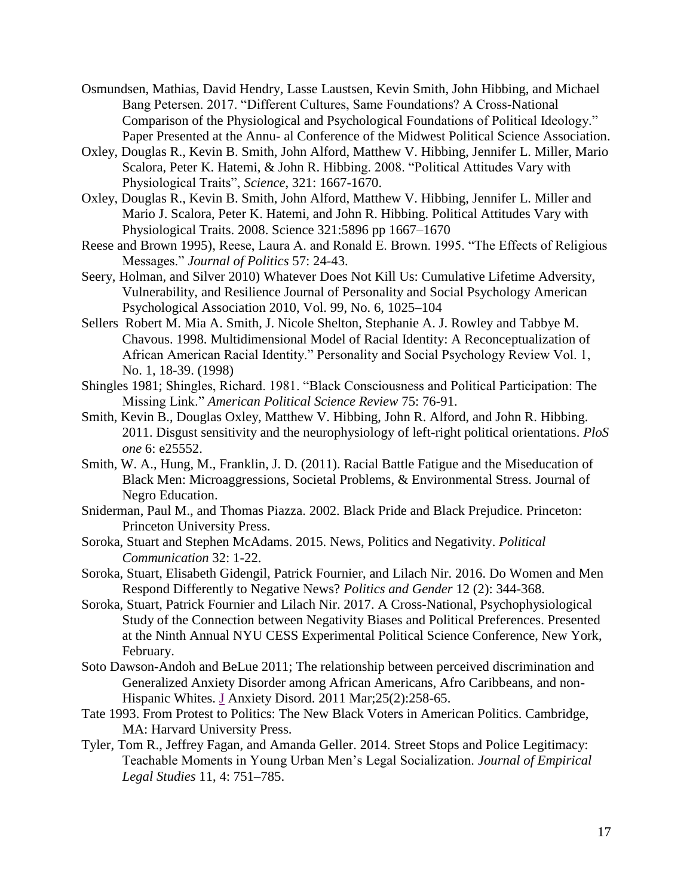Osmundsen, Mathias, David Hendry, Lasse Laustsen, Kevin Smith, John Hibbing, and Michael Bang Petersen. 2017. "Different Cultures, Same Foundations? A Cross-National Comparison of the Physiological and Psychological Foundations of Political Ideology." Paper Presented at the Annu- al Conference of the Midwest Political Science Association.

Oxley, Douglas R., Kevin B. Smith, John Alford, Matthew V. Hibbing, Jennifer L. Miller, Mario Scalora, Peter K. Hatemi, & John R. Hibbing. 2008. "Political Attitudes Vary with Physiological Traits", *Science*, 321: 1667-1670.

Oxley, Douglas R., Kevin B. Smith, John Alford, Matthew V. Hibbing, Jennifer L. Miller and Mario J. Scalora, Peter K. Hatemi, and John R. Hibbing. Political Attitudes Vary with Physiological Traits. 2008. Science 321:5896 pp 1667–1670

Reese and Brown 1995), Reese, Laura A. and Ronald E. Brown. 1995. "The Effects of Religious Messages." *Journal of Politics* 57: 24-43.

Seery, Holman, and Silver 2010) Whatever Does Not Kill Us: Cumulative Lifetime Adversity, Vulnerability, and Resilience Journal of Personality and Social Psychology American Psychological Association 2010, Vol. 99, No. 6, 1025–104

Sellers Robert M. Mia A. Smith, J. Nicole Shelton, Stephanie A. J. Rowley and Tabbye M. Chavous. 1998. Multidimensional Model of Racial Identity: A Reconceptualization of African American Racial Identity." Personality and Social Psychology Review Vol. 1, No. 1, 18-39. (1998)

Shingles 1981; Shingles, Richard. 1981. "Black Consciousness and Political Participation: The Missing Link." *American Political Science Review* 75: 76-91.

Smith, Kevin B., Douglas Oxley, Matthew V. Hibbing, John R. Alford, and John R. Hibbing. 2011. Disgust sensitivity and the neurophysiology of left-right political orientations. *PloS one* 6: e25552.

Smith, W. A., Hung, M., Franklin, J. D. (2011). Racial Battle Fatigue and the Miseducation of Black Men: Microaggressions, Societal Problems, & Environmental Stress. Journal of Negro Education.

Sniderman, Paul M., and Thomas Piazza. 2002. Black Pride and Black Prejudice. Princeton: Princeton University Press.

Soroka, Stuart and Stephen McAdams. 2015. News, Politics and Negativity. *Political Communication* 32: 1-22.

Soroka, Stuart, Elisabeth Gidengil, Patrick Fournier, and Lilach Nir. 2016. Do Women and Men Respond Differently to Negative News? *Politics and Gender* 12 (2): 344-368.

Soroka, Stuart, Patrick Fournier and Lilach Nir. 2017. A Cross-National, Psychophysiological Study of the Connection between Negativity Biases and Political Preferences. Presented at the Ninth Annual NYU CESS Experimental Political Science Conference, New York, February.

Soto Dawson-Andoh and BeLue 2011; The relationship between perceived discrimination and Generalized Anxiety Disorder among African Americans, Afro Caribbeans, and non-Hispanic Whites. J Anxiety Disord. 2011 Mar;25(2):258-65.

Tate 1993. From Protest to Politics: The New Black Voters in American Politics. Cambridge, MA: Harvard University Press.

Tyler, Tom R., Jeffrey Fagan, and Amanda Geller. 2014. Street Stops and Police Legitimacy: Teachable Moments in Young Urban Men's Legal Socialization. *Journal of Empirical Legal Studies* 11, 4: 751–785.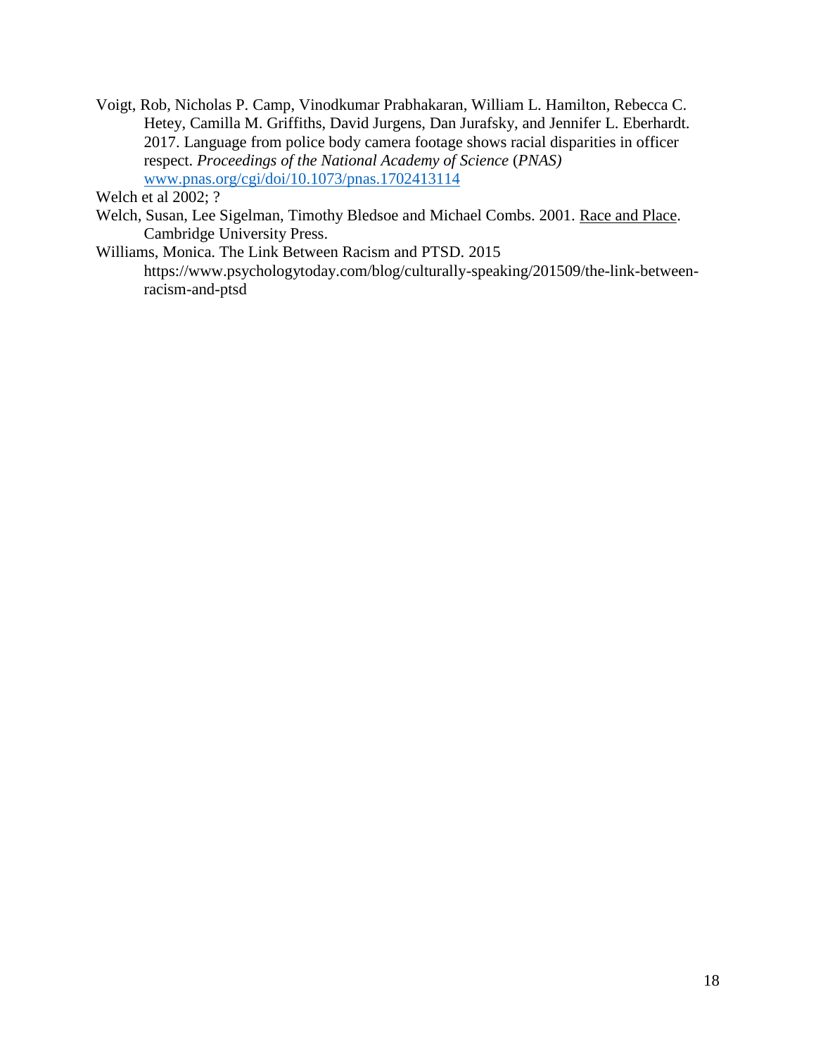Voigt, Rob, Nicholas P. Camp, Vinodkumar Prabhakaran, William L. Hamilton, Rebecca C. Hetey, Camilla M. Griffiths, David Jurgens, Dan Jurafsky, and Jennifer L. Eberhardt. 2017. Language from police body camera footage shows racial disparities in officer respect. *Proceedings of the National Academy of Science* (*PNAS)* www.pnas.org/cgi/doi/10.1073/pnas.1702413114

Welch et al 2002; ?

Welch, Susan, Lee Sigelman, Timothy Bledsoe and Michael Combs. 2001. Race and Place. Cambridge University Press.

Williams, Monica. The Link Between Racism and PTSD. 2015 https://www.psychologytoday.com/blog/culturally-speaking/201509/the-link-between-racism-and-ptsd